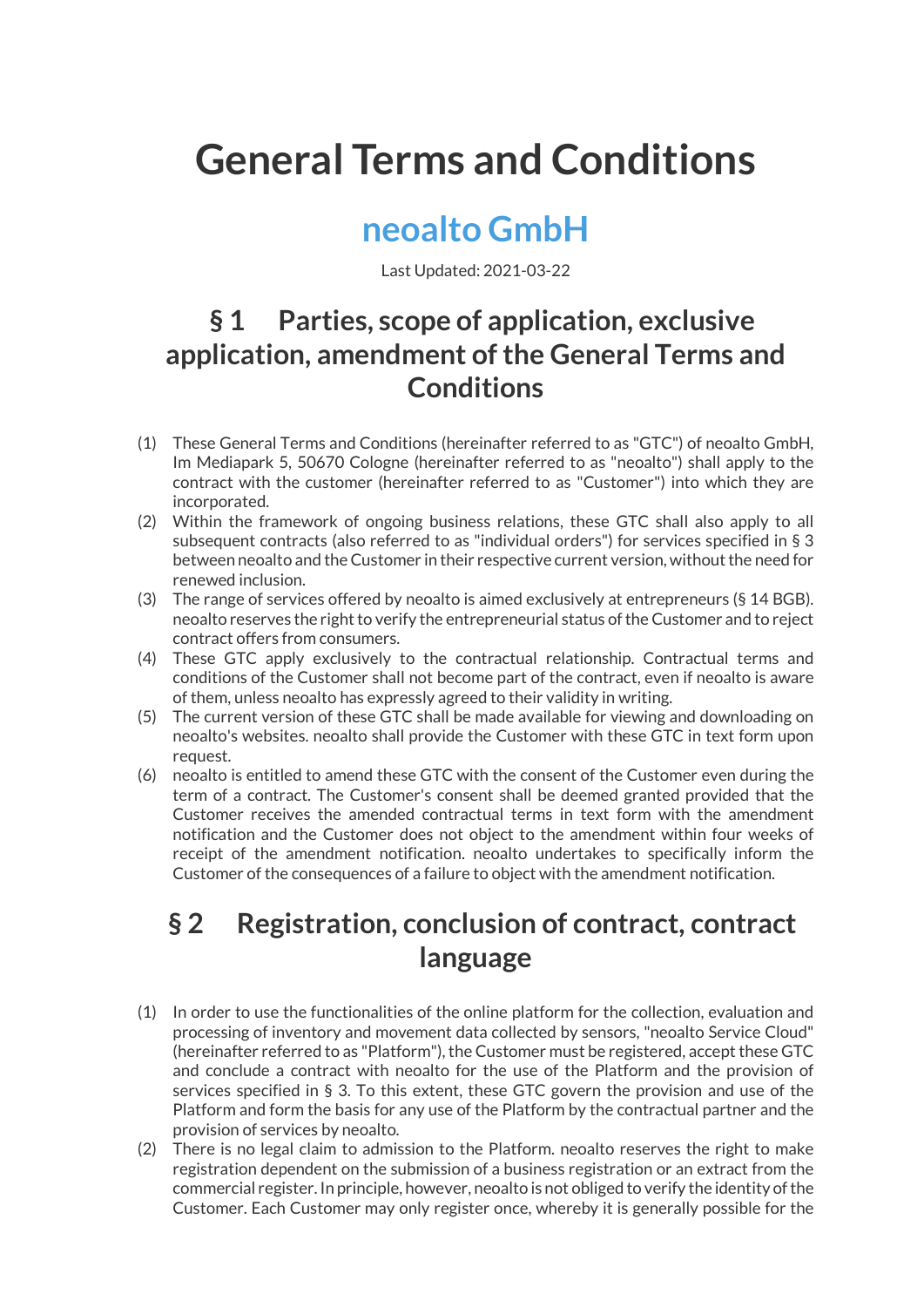# General Terms and Conditions

## neoalto GmbH

Last Updated: 2021-03-22

## § 1 Parties, scope of application, exclusive application, amendment of the General Terms and Conditions

(1) These General Terms and Conditions (hereinafter referred to as "GTC") of neoalto GmbH, Im Mediapark 5, 50670 Cologne (hereinafter referred to as "neoalto") shall apply to the contract with the customer (hereinafter referred to as "Customer") into which they are incorporated.

(2) Within the framework of ongoing business relations, these GTC shall also apply to all subsequent contracts (also referred to as "individual orders") for services specified in § 3 between neoalto and the Customer in their respective current version, without the need for renewed inclusion.

(3) The range of services offered by neoalto is aimed exclusively at entrepreneurs (§ 14 BGB). neoalto reserves the right to verify the entrepreneurial status of the Customer and to reject contract offers from consumers.

(4) These GTC apply exclusively to the contractual relationship. Contractual terms and conditions of the Customer shall not become part of the contract, even if neoalto is aware of them, unless neoalto has expressly agreed to their validity in writing.

(5) The current version of these GTC shall be made available for viewing and downloading on neoalto's websites. neoalto shall provide the Customer with these GTC in text form upon request.

(6) neoalto is entitled to amend these GTC with the consent of the Customer even during the term of a contract. The Customer's consent shall be deemed granted provided that the Customer receives the amended contractual terms in text form with the amendment notification and the Customer does not object to the amendment within four weeks of receipt of the amendment notification. neoalto undertakes to specifically inform the Customer of the consequences of a failure to object with the amendment notification.

## § 2 Registration, conclusion of contract, contract language

(1) In order to use the functionalities of the online platform for the collection, evaluation and processing of inventory and movement data collected by sensors, "neoalto Service Cloud" (hereinafter referred to as "Platform"), the Customer must be registered, accept these GTC and conclude a contract with neoalto for the use of the Platform and the provision of services specified in § 3. To this extent, these GTC govern the provision and use of the Platform and form the basis for any use of the Platform by the contractual partner and the provision of services by neoalto.

(2) There is no legal claim to admission to the Platform. neoalto reserves the right to make registration dependent on the submission of a business registration or an extract from the commercial register. In principle, however, neoalto is not obliged to verify the identity of the Customer. Each Customer may only register once, whereby it is generally possible for the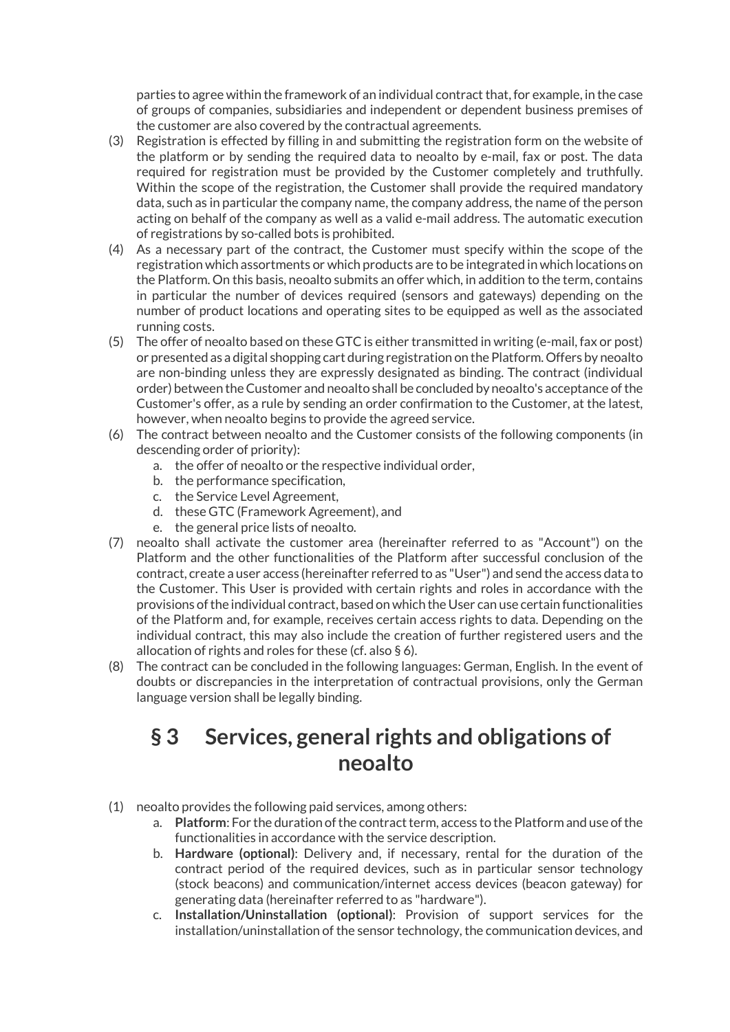parties to agree within the framework of an individual contract that, for example, in the case of groups of companies, subsidiaries and independent or dependent business premises of the customer are also covered by the contractual agreements.

(3) Registration is effected by filling in and submitting the registration form on the website of the platform or by sending the required data to neoalto by e-mail, fax or post. The data required for registration must be provided by the Customer completely and truthfully. Within the scope of the registration, the Customer shall provide the required mandatory data, such as in particular the company name, the company address, the name of the person acting on behalf of the company as well as a valid e-mail address. The automatic execution of registrations by so-called bots is prohibited.

(4) As a necessary part of the contract, the Customer must specify within the scope of the registration which assortments or which products are to be integrated in which locations on the Platform. On this basis, neoalto submits an offer which, in addition to the term, contains in particular the number of devices required (sensors and gateways) depending on the number of product locations and operating sites to be equipped as well as the associated running costs.

(5) The offer of neoalto based on these GTC is either transmitted in writing (e-mail, fax or post) or presented as a digital shopping cart during registration on the Platform. Offers by neoalto are non-binding unless they are expressly designated as binding. The contract (individual order) between the Customer and neoalto shall be concluded by neoalto's acceptance of the Customer's offer, as a rule by sending an order confirmation to the Customer, at the latest, however, when neoalto begins to provide the agreed service.

(6) The contract between neoalto and the Customer consists of the following components (in descending order of priority):
   a. the offer of neoalto or the respective individual order,
   b. the performance specification,
   c. the Service Level Agreement,
   d. these GTC (Framework Agreement), and
   e. the general price lists of neoalto.

(7) neoalto shall activate the customer area (hereinafter referred to as "Account") on the Platform and the other functionalities of the Platform after successful conclusion of the contract, create a user access (hereinafter referred to as "User") and send the access data to the Customer. This User is provided with certain rights and roles in accordance with the provisions of the individual contract, based on which the User can use certain functionalities of the Platform and, for example, receives certain access rights to data. Depending on the individual contract, this may also include the creation of further registered users and the allocation of rights and roles for these (cf. also § 6).

(8) The contract can be concluded in the following languages: German, English. In the event of doubts or discrepancies in the interpretation of contractual provisions, only the German language version shall be legally binding.

# § 3 Services, general rights and obligations of neoalto

(1) neoalto provides the following paid services, among others:
   a. **Platform**: For the duration of the contract term, access to the Platform and use of the functionalities in accordance with the service description.
   b. **Hardware (optional)**: Delivery and, if necessary, rental for the duration of the contract period of the required devices, such as in particular sensor technology (stock beacons) and communication/internet access devices (beacon gateway) for generating data (hereinafter referred to as "hardware").
   c. **Installation/Uninstallation (optional)**: Provision of support services for the installation/uninstallation of the sensor technology, the communication devices, and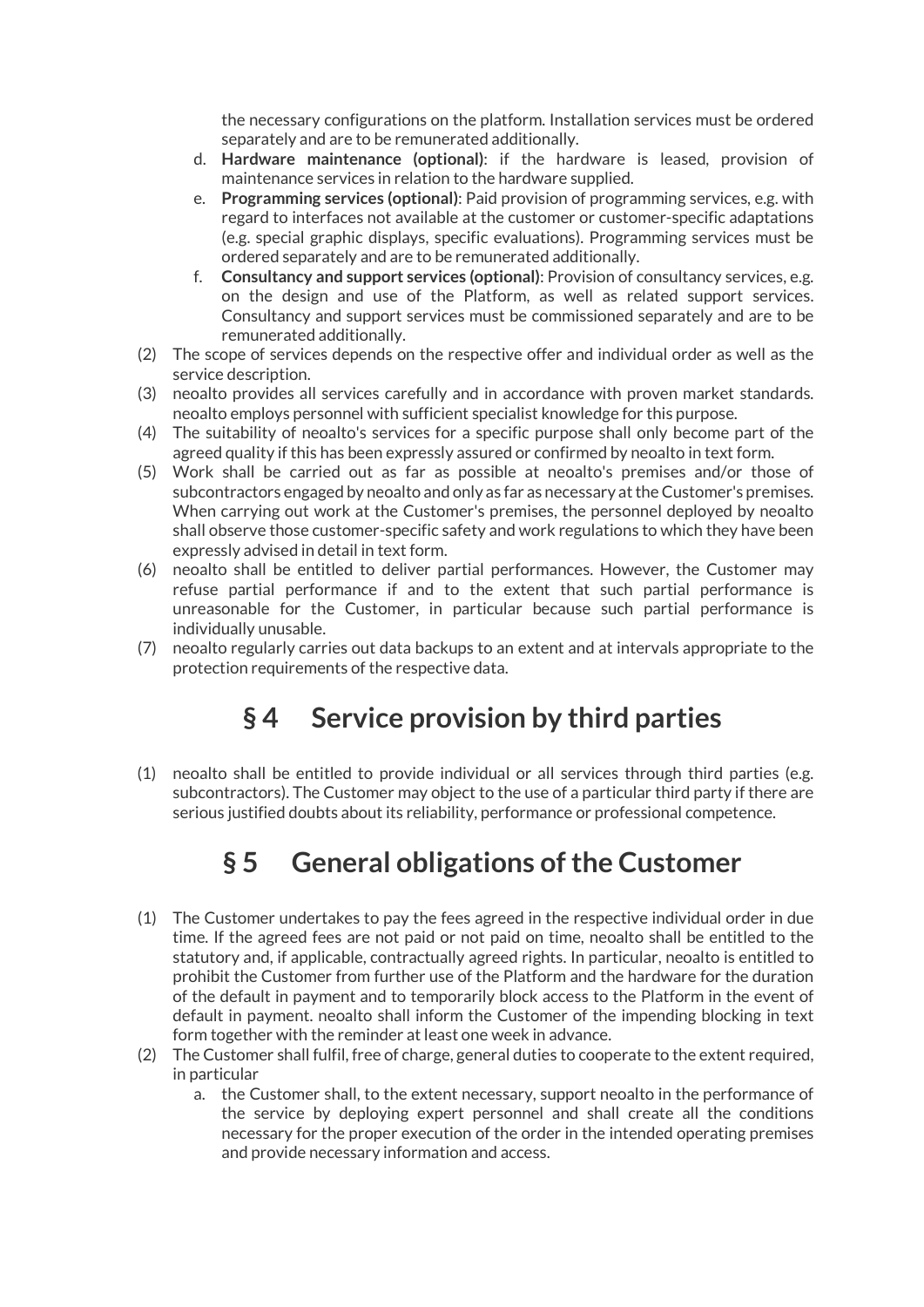the necessary configurations on the platform. Installation services must be ordered separately and are to be remunerated additionally.

d. **Hardware maintenance (optional)**: if the hardware is leased, provision of maintenance services in relation to the hardware supplied.
e. **Programming services (optional)**: Paid provision of programming services, e.g. with regard to interfaces not available at the customer or customer-specific adaptations (e.g. special graphic displays, specific evaluations). Programming services must be ordered separately and are to be remunerated additionally.
f. **Consultancy and support services (optional)**: Provision of consultancy services, e.g. on the design and use of the Platform, as well as related support services. Consultancy and support services must be commissioned separately and are to be remunerated additionally.

(2) The scope of services depends on the respective offer and individual order as well as the service description.

(3) neoalto provides all services carefully and in accordance with proven market standards. neoalto employs personnel with sufficient specialist knowledge for this purpose.

(4) The suitability of neoalto's services for a specific purpose shall only become part of the agreed quality if this has been expressly assured or confirmed by neoalto in text form.

(5) Work shall be carried out as far as possible at neoalto's premises and/or those of subcontractors engaged by neoalto and only as far as necessary at the Customer's premises. When carrying out work at the Customer's premises, the personnel deployed by neoalto shall observe those customer-specific safety and work regulations to which they have been expressly advised in detail in text form.

(6) neoalto shall be entitled to deliver partial performances. However, the Customer may refuse partial performance if and to the extent that such partial performance is unreasonable for the Customer, in particular because such partial performance is individually unusable.

(7) neoalto regularly carries out data backups to an extent and at intervals appropriate to the protection requirements of the respective data.

# § 4 Service provision by third parties

(1) neoalto shall be entitled to provide individual or all services through third parties (e.g. subcontractors). The Customer may object to the use of a particular third party if there are serious justified doubts about its reliability, performance or professional competence.

# § 5 General obligations of the Customer

(1) The Customer undertakes to pay the fees agreed in the respective individual order in due time. If the agreed fees are not paid or not paid on time, neoalto shall be entitled to the statutory and, if applicable, contractually agreed rights. In particular, neoalto is entitled to prohibit the Customer from further use of the Platform and the hardware for the duration of the default in payment and to temporarily block access to the Platform in the event of default in payment. neoalto shall inform the Customer of the impending blocking in text form together with the reminder at least one week in advance.

(2) The Customer shall fulfil, free of charge, general duties to cooperate to the extent required, in particular

a. the Customer shall, to the extent necessary, support neoalto in the performance of the service by deploying expert personnel and shall create all the conditions necessary for the proper execution of the order in the intended operating premises and provide necessary information and access.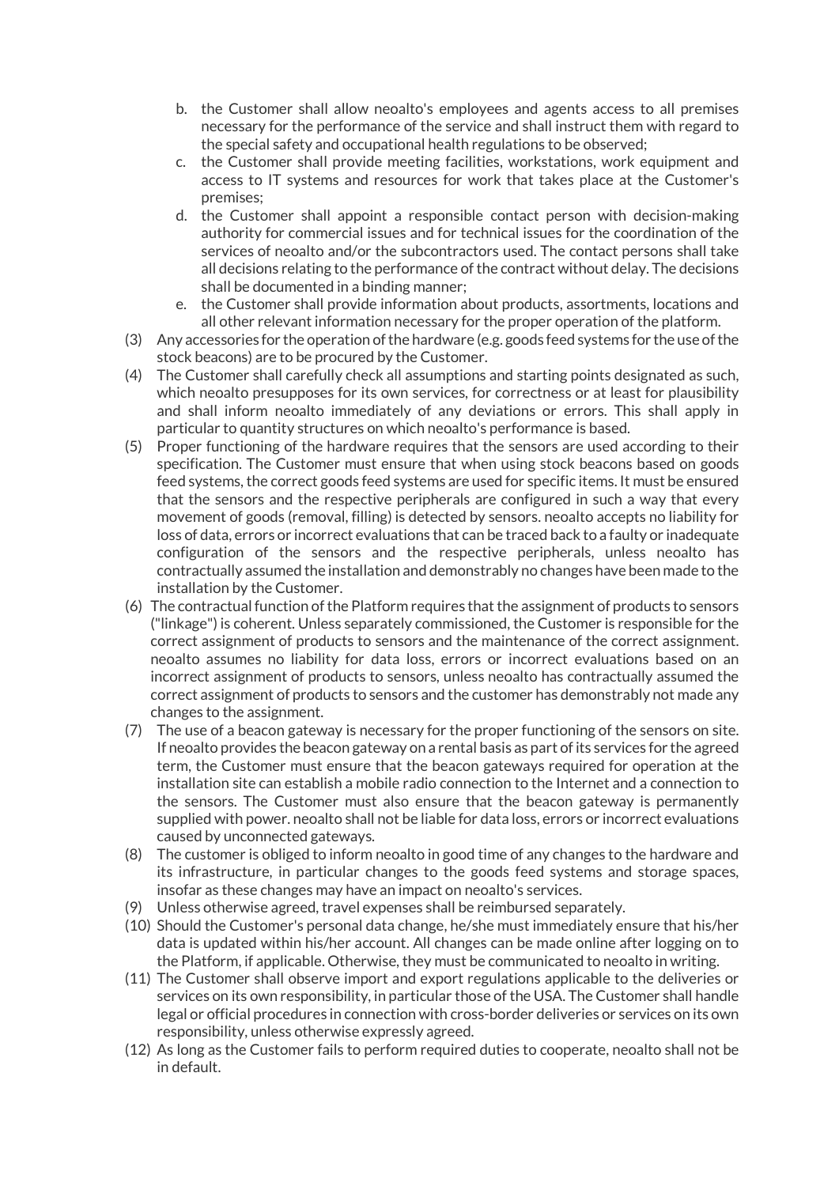b. the Customer shall allow neoalto's employees and agents access to all premises necessary for the performance of the service and shall instruct them with regard to the special safety and occupational health regulations to be observed;
c. the Customer shall provide meeting facilities, workstations, work equipment and access to IT systems and resources for work that takes place at the Customer's premises;
d. the Customer shall appoint a responsible contact person with decision-making authority for commercial issues and for technical issues for the coordination of the services of neoalto and/or the subcontractors used. The contact persons shall take all decisions relating to the performance of the contract without delay. The decisions shall be documented in a binding manner;
e. the Customer shall provide information about products, assortments, locations and all other relevant information necessary for the proper operation of the platform.

(3) Any accessories for the operation of the hardware (e.g. goods feed systems for the use of the stock beacons) are to be procured by the Customer.

(4) The Customer shall carefully check all assumptions and starting points designated as such, which neoalto presupposes for its own services, for correctness or at least for plausibility and shall inform neoalto immediately of any deviations or errors. This shall apply in particular to quantity structures on which neoalto's performance is based.

(5) Proper functioning of the hardware requires that the sensors are used according to their specification. The Customer must ensure that when using stock beacons based on goods feed systems, the correct goods feed systems are used for specific items. It must be ensured that the sensors and the respective peripherals are configured in such a way that every movement of goods (removal, filling) is detected by sensors. neoalto accepts no liability for loss of data, errors or incorrect evaluations that can be traced back to a faulty or inadequate configuration of the sensors and the respective peripherals, unless neoalto has contractually assumed the installation and demonstrably no changes have been made to the installation by the Customer.

(6) The contractual function of the Platform requires that the assignment of products to sensors ("linkage") is coherent. Unless separately commissioned, the Customer is responsible for the correct assignment of products to sensors and the maintenance of the correct assignment. neoalto assumes no liability for data loss, errors or incorrect evaluations based on an incorrect assignment of products to sensors, unless neoalto has contractually assumed the correct assignment of products to sensors and the customer has demonstrably not made any changes to the assignment.

(7) The use of a beacon gateway is necessary for the proper functioning of the sensors on site. If neoalto provides the beacon gateway on a rental basis as part of its services for the agreed term, the Customer must ensure that the beacon gateways required for operation at the installation site can establish a mobile radio connection to the Internet and a connection to the sensors. The Customer must also ensure that the beacon gateway is permanently supplied with power. neoalto shall not be liable for data loss, errors or incorrect evaluations caused by unconnected gateways.

(8) The customer is obliged to inform neoalto in good time of any changes to the hardware and its infrastructure, in particular changes to the goods feed systems and storage spaces, insofar as these changes may have an impact on neoalto's services.

(9) Unless otherwise agreed, travel expenses shall be reimbursed separately.

(10) Should the Customer's personal data change, he/she must immediately ensure that his/her data is updated within his/her account. All changes can be made online after logging on to the Platform, if applicable. Otherwise, they must be communicated to neoalto in writing.

(11) The Customer shall observe import and export regulations applicable to the deliveries or services on its own responsibility, in particular those of the USA. The Customer shall handle legal or official procedures in connection with cross-border deliveries or services on its own responsibility, unless otherwise expressly agreed.

(12) As long as the Customer fails to perform required duties to cooperate, neoalto shall not be in default.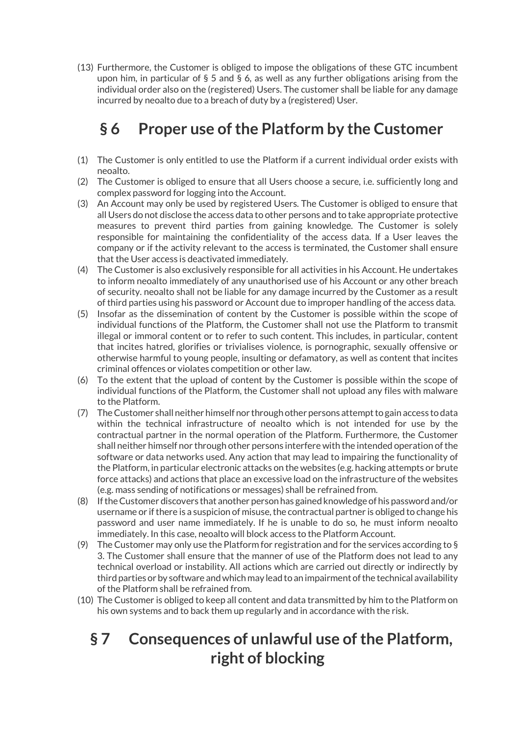(13) Furthermore, the Customer is obliged to impose the obligations of these GTC incumbent upon him, in particular of § 5 and § 6, as well as any further obligations arising from the individual order also on the (registered) Users. The customer shall be liable for any damage incurred by neoalto due to a breach of duty by a (registered) User.

## § 6 Proper use of the Platform by the Customer

(1) The Customer is only entitled to use the Platform if a current individual order exists with neoalto.

(2) The Customer is obliged to ensure that all Users choose a secure, i.e. sufficiently long and complex password for logging into the Account.

(3) An Account may only be used by registered Users. The Customer is obliged to ensure that all Users do not disclose the access data to other persons and to take appropriate protective measures to prevent third parties from gaining knowledge. The Customer is solely responsible for maintaining the confidentiality of the access data. If a User leaves the company or if the activity relevant to the access is terminated, the Customer shall ensure that the User access is deactivated immediately.

(4) The Customer is also exclusively responsible for all activities in his Account. He undertakes to inform neoalto immediately of any unauthorised use of his Account or any other breach of security. neoalto shall not be liable for any damage incurred by the Customer as a result of third parties using his password or Account due to improper handling of the access data.

(5) Insofar as the dissemination of content by the Customer is possible within the scope of individual functions of the Platform, the Customer shall not use the Platform to transmit illegal or immoral content or to refer to such content. This includes, in particular, content that incites hatred, glorifies or trivialises violence, is pornographic, sexually offensive or otherwise harmful to young people, insulting or defamatory, as well as content that incites criminal offences or violates competition or other law.

(6) To the extent that the upload of content by the Customer is possible within the scope of individual functions of the Platform, the Customer shall not upload any files with malware to the Platform.

(7) The Customer shall neither himself nor through other persons attempt to gain access to data within the technical infrastructure of neoalto which is not intended for use by the contractual partner in the normal operation of the Platform. Furthermore, the Customer shall neither himself nor through other persons interfere with the intended operation of the software or data networks used. Any action that may lead to impairing the functionality of the Platform, in particular electronic attacks on the websites (e.g. hacking attempts or brute force attacks) and actions that place an excessive load on the infrastructure of the websites (e.g. mass sending of notifications or messages) shall be refrained from.

(8) If the Customer discovers that another person has gained knowledge of his password and/or username or if there is a suspicion of misuse, the contractual partner is obliged to change his password and user name immediately. If he is unable to do so, he must inform neoalto immediately. In this case, neoalto will block access to the Platform Account.

(9) The Customer may only use the Platform for registration and for the services according to § 3. The Customer shall ensure that the manner of use of the Platform does not lead to any technical overload or instability. All actions which are carried out directly or indirectly by third parties or by software and which may lead to an impairment of the technical availability of the Platform shall be refrained from.

(10) The Customer is obliged to keep all content and data transmitted by him to the Platform on his own systems and to back them up regularly and in accordance with the risk.

## § 7 Consequences of unlawful use of the Platform, right of blocking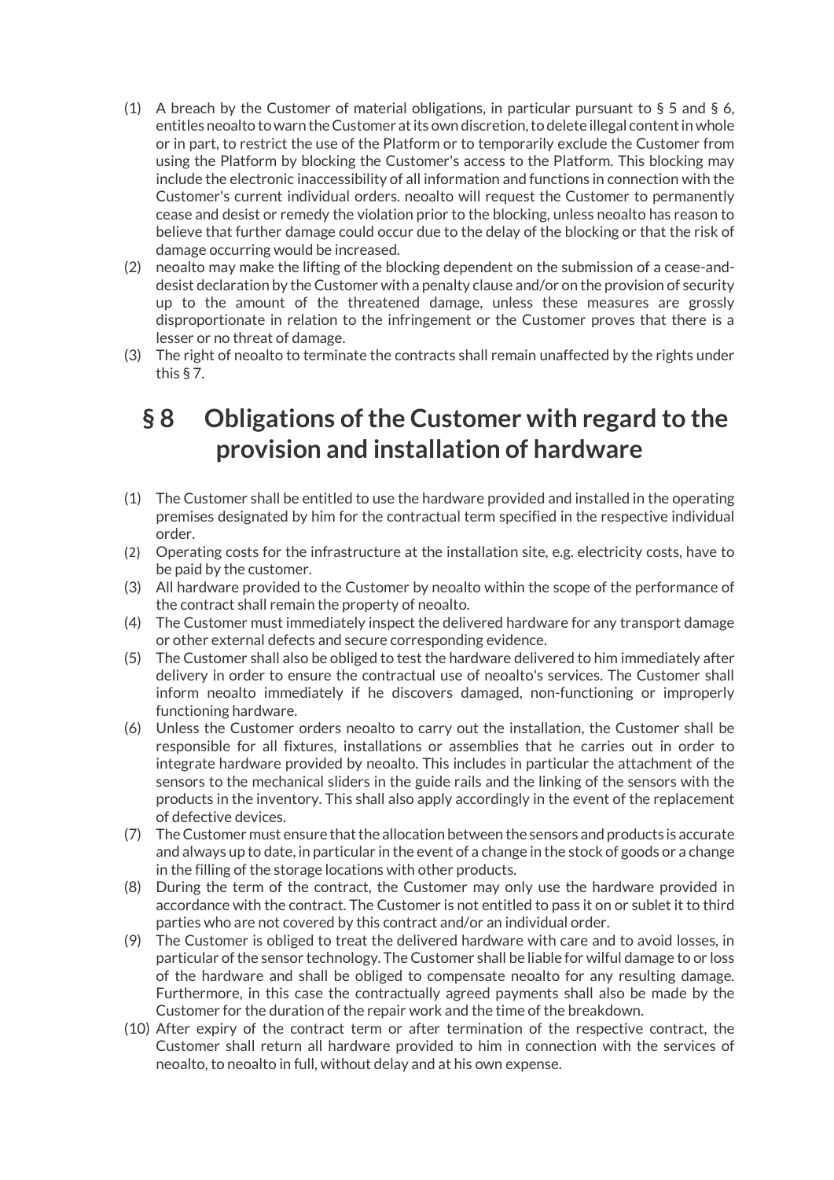(1) A breach by the Customer of material obligations, in particular pursuant to § 5 and § 6, entitles neoalto to warn the Customer at its own discretion, to delete illegal content in whole or in part, to restrict the use of the Platform or to temporarily exclude the Customer from using the Platform by blocking the Customer's access to the Platform. This blocking may include the electronic inaccessibility of all information and functions in connection with the Customer's current individual orders. neoalto will request the Customer to permanently cease and desist or remedy the violation prior to the blocking, unless neoalto has reason to believe that further damage could occur due to the delay of the blocking or that the risk of damage occurring would be increased.

(2) neoalto may make the lifting of the blocking dependent on the submission of a cease-and-desist declaration by the Customer with a penalty clause and/or on the provision of security up to the amount of the threatened damage, unless these measures are grossly disproportionate in relation to the infringement or the Customer proves that there is a lesser or no threat of damage.

(3) The right of neoalto to terminate the contracts shall remain unaffected by the rights under this § 7.

## § 8 Obligations of the Customer with regard to the provision and installation of hardware

(1) The Customer shall be entitled to use the hardware provided and installed in the operating premises designated by him for the contractual term specified in the respective individual order.

(2) Operating costs for the infrastructure at the installation site, e.g. electricity costs, have to be paid by the customer.

(3) All hardware provided to the Customer by neoalto within the scope of the performance of the contract shall remain the property of neoalto.

(4) The Customer must immediately inspect the delivered hardware for any transport damage or other external defects and secure corresponding evidence.

(5) The Customer shall also be obliged to test the hardware delivered to him immediately after delivery in order to ensure the contractual use of neoalto's services. The Customer shall inform neoalto immediately if he discovers damaged, non-functioning or improperly functioning hardware.

(6) Unless the Customer orders neoalto to carry out the installation, the Customer shall be responsible for all fixtures, installations or assemblies that he carries out in order to integrate hardware provided by neoalto. This includes in particular the attachment of the sensors to the mechanical sliders in the guide rails and the linking of the sensors with the products in the inventory. This shall also apply accordingly in the event of the replacement of defective devices.

(7) The Customer must ensure that the allocation between the sensors and products is accurate and always up to date, in particular in the event of a change in the stock of goods or a change in the filling of the storage locations with other products.

(8) During the term of the contract, the Customer may only use the hardware provided in accordance with the contract. The Customer is not entitled to pass it on or sublet it to third parties who are not covered by this contract and/or an individual order.

(9) The Customer is obliged to treat the delivered hardware with care and to avoid losses, in particular of the sensor technology. The Customer shall be liable for wilful damage to or loss of the hardware and shall be obliged to compensate neoalto for any resulting damage. Furthermore, in this case the contractually agreed payments shall also be made by the Customer for the duration of the repair work and the time of the breakdown.

(10) After expiry of the contract term or after termination of the respective contract, the Customer shall return all hardware provided to him in connection with the services of neoalto, to neoalto in full, without delay and at his own expense.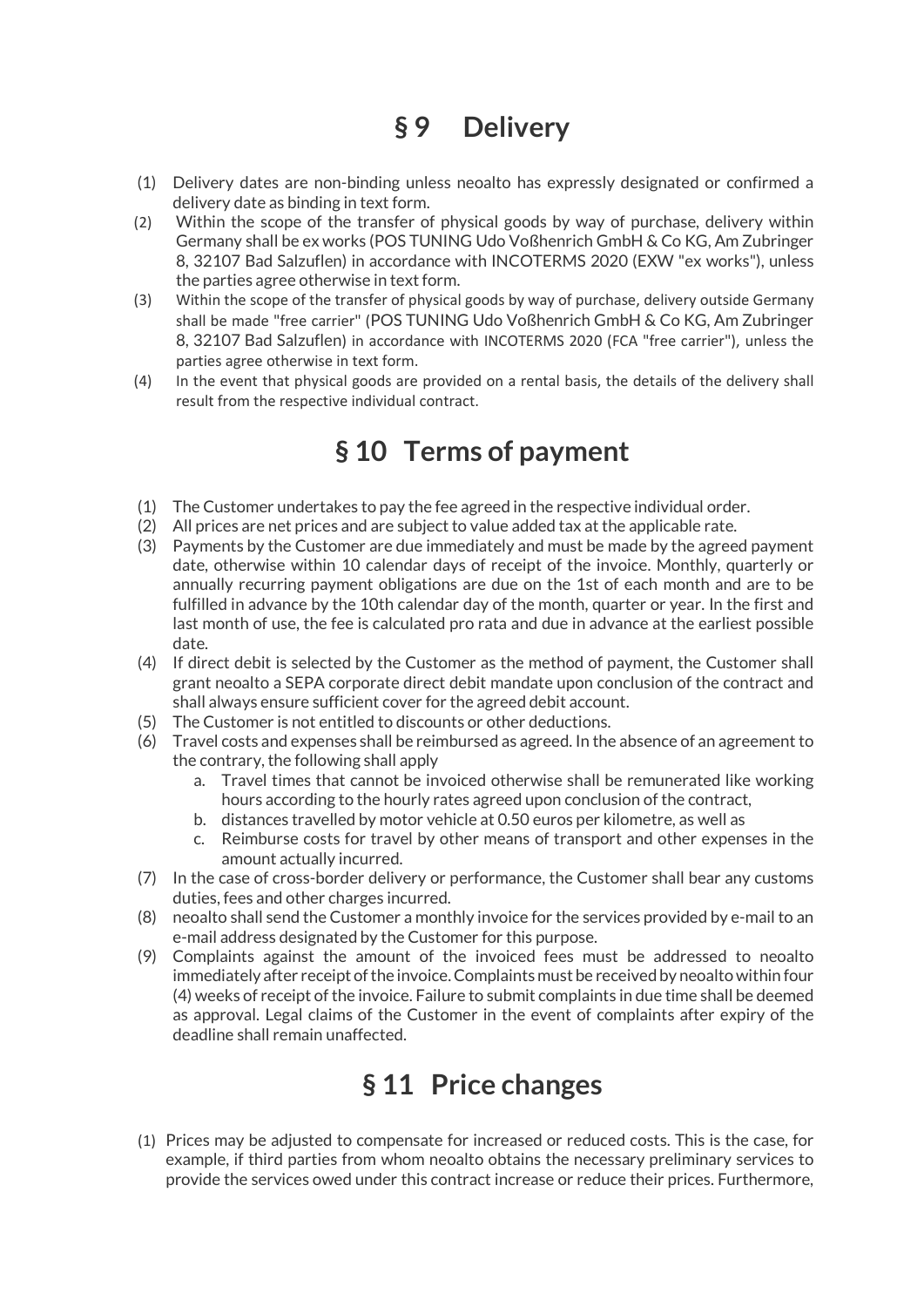## § 9 Delivery

(1) Delivery dates are non-binding unless neoalto has expressly designated or confirmed a delivery date as binding in text form.

(2) Within the scope of the transfer of physical goods by way of purchase, delivery within Germany shall be ex works (POS TUNING Udo Voßhenrich GmbH & Co KG, Am Zubringer 8, 32107 Bad Salzuflen) in accordance with INCOTERMS 2020 (EXW "ex works"), unless the parties agree otherwise in text form.

(3) Within the scope of the transfer of physical goods by way of purchase, delivery outside Germany shall be made "free carrier" (POS TUNING Udo Voßhenrich GmbH & Co KG, Am Zubringer 8, 32107 Bad Salzuflen) in accordance with INCOTERMS 2020 (FCA "free carrier"), unless the parties agree otherwise in text form.

(4) In the event that physical goods are provided on a rental basis, the details of the delivery shall result from the respective individual contract.

## § 10 Terms of payment

(1) The Customer undertakes to pay the fee agreed in the respective individual order.

(2) All prices are net prices and are subject to value added tax at the applicable rate.

(3) Payments by the Customer are due immediately and must be made by the agreed payment date, otherwise within 10 calendar days of receipt of the invoice. Monthly, quarterly or annually recurring payment obligations are due on the 1st of each month and are to be fulfilled in advance by the 10th calendar day of the month, quarter or year. In the first and last month of use, the fee is calculated pro rata and due in advance at the earliest possible date.

(4) If direct debit is selected by the Customer as the method of payment, the Customer shall grant neoalto a SEPA corporate direct debit mandate upon conclusion of the contract and shall always ensure sufficient cover for the agreed debit account.

(5) The Customer is not entitled to discounts or other deductions.

(6) Travel costs and expenses shall be reimbursed as agreed. In the absence of an agreement to the contrary, the following shall apply

   a. Travel times that cannot be invoiced otherwise shall be remunerated like working hours according to the hourly rates agreed upon conclusion of the contract,
   b. distances travelled by motor vehicle at 0.50 euros per kilometre, as well as
   c. Reimburse costs for travel by other means of transport and other expenses in the amount actually incurred.

(7) In the case of cross-border delivery or performance, the Customer shall bear any customs duties, fees and other charges incurred.

(8) neoalto shall send the Customer a monthly invoice for the services provided by e-mail to an e-mail address designated by the Customer for this purpose.

(9) Complaints against the amount of the invoiced fees must be addressed to neoalto immediately after receipt of the invoice. Complaints must be received by neoalto within four (4) weeks of receipt of the invoice. Failure to submit complaints in due time shall be deemed as approval. Legal claims of the Customer in the event of complaints after expiry of the deadline shall remain unaffected.

## § 11 Price changes

(1) Prices may be adjusted to compensate for increased or reduced costs. This is the case, for example, if third parties from whom neoalto obtains the necessary preliminary services to provide the services owed under this contract increase or reduce their prices. Furthermore,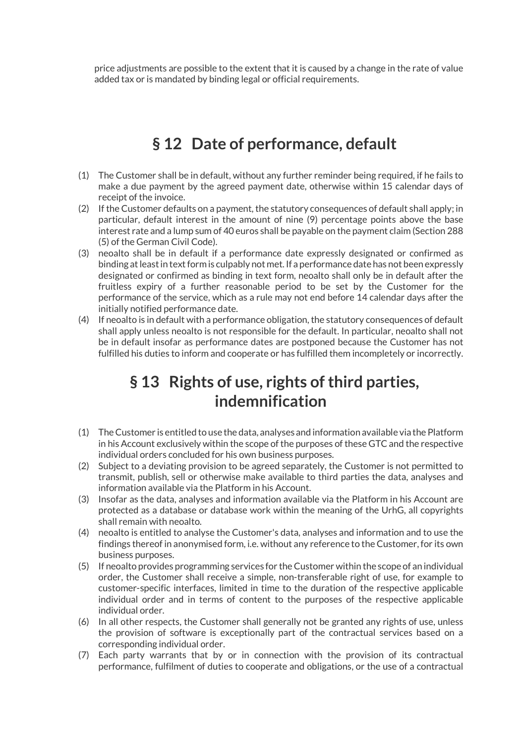price adjustments are possible to the extent that it is caused by a change in the rate of value added tax or is mandated by binding legal or official requirements.

## § 12 Date of performance, default

(1) The Customer shall be in default, without any further reminder being required, if he fails to make a due payment by the agreed payment date, otherwise within 15 calendar days of receipt of the invoice.

(2) If the Customer defaults on a payment, the statutory consequences of default shall apply; in particular, default interest in the amount of nine (9) percentage points above the base interest rate and a lump sum of 40 euros shall be payable on the payment claim (Section 288 (5) of the German Civil Code).

(3) neoalto shall be in default if a performance date expressly designated or confirmed as binding at least in text form is culpably not met. If a performance date has not been expressly designated or confirmed as binding in text form, neoalto shall only be in default after the fruitless expiry of a further reasonable period to be set by the Customer for the performance of the service, which as a rule may not end before 14 calendar days after the initially notified performance date.

(4) If neoalto is in default with a performance obligation, the statutory consequences of default shall apply unless neoalto is not responsible for the default. In particular, neoalto shall not be in default insofar as performance dates are postponed because the Customer has not fulfilled his duties to inform and cooperate or has fulfilled them incompletely or incorrectly.

## § 13 Rights of use, rights of third parties, indemnification

(1) The Customer is entitled to use the data, analyses and information available via the Platform in his Account exclusively within the scope of the purposes of these GTC and the respective individual orders concluded for his own business purposes.

(2) Subject to a deviating provision to be agreed separately, the Customer is not permitted to transmit, publish, sell or otherwise make available to third parties the data, analyses and information available via the Platform in his Account.

(3) Insofar as the data, analyses and information available via the Platform in his Account are protected as a database or database work within the meaning of the UrhG, all copyrights shall remain with neoalto.

(4) neoalto is entitled to analyse the Customer's data, analyses and information and to use the findings thereof in anonymised form, i.e. without any reference to the Customer, for its own business purposes.

(5) If neoalto provides programming services for the Customer within the scope of an individual order, the Customer shall receive a simple, non-transferable right of use, for example to customer-specific interfaces, limited in time to the duration of the respective applicable individual order and in terms of content to the purposes of the respective applicable individual order.

(6) In all other respects, the Customer shall generally not be granted any rights of use, unless the provision of software is exceptionally part of the contractual services based on a corresponding individual order.

(7) Each party warrants that by or in connection with the provision of its contractual performance, fulfilment of duties to cooperate and obligations, or the use of a contractual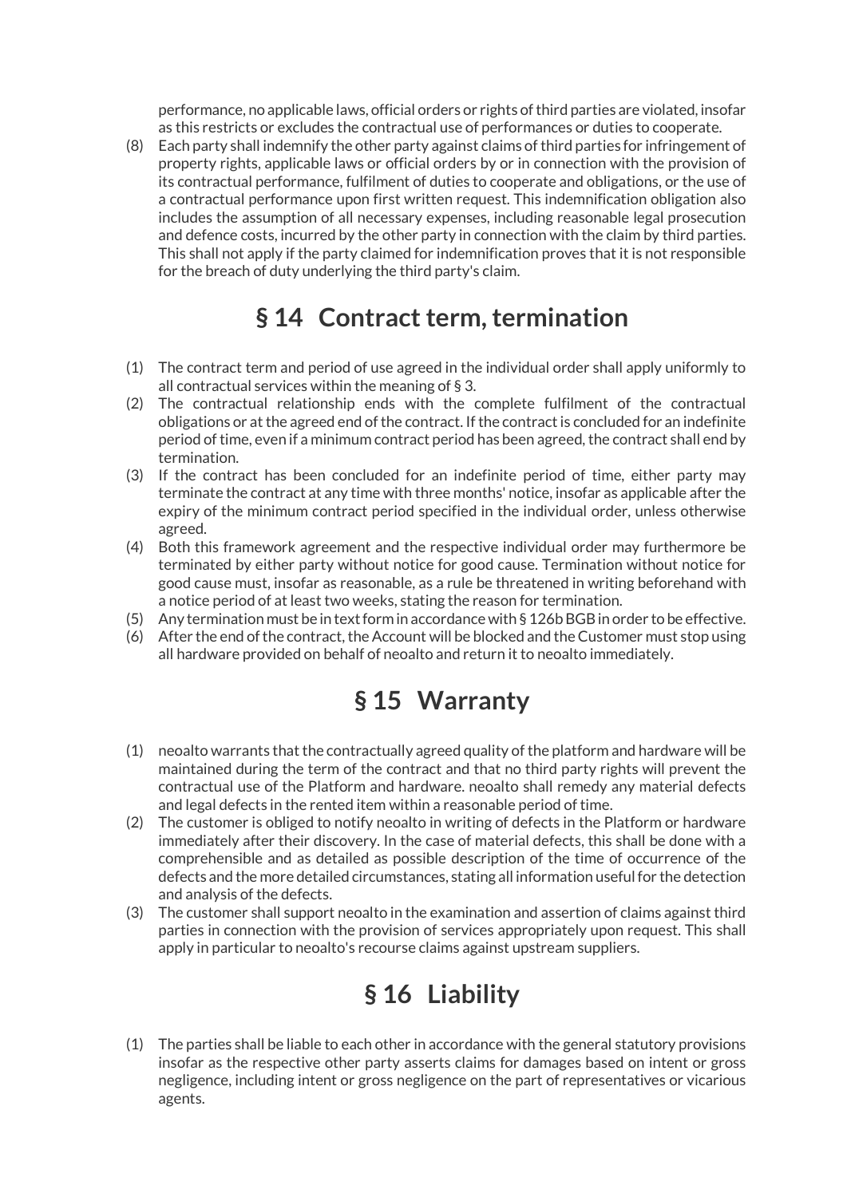performance, no applicable laws, official orders or rights of third parties are violated, insofar as this restricts or excludes the contractual use of performances or duties to cooperate.

(8) Each party shall indemnify the other party against claims of third parties for infringement of property rights, applicable laws or official orders by or in connection with the provision of its contractual performance, fulfilment of duties to cooperate and obligations, or the use of a contractual performance upon first written request. This indemnification obligation also includes the assumption of all necessary expenses, including reasonable legal prosecution and defence costs, incurred by the other party in connection with the claim by third parties. This shall not apply if the party claimed for indemnification proves that it is not responsible for the breach of duty underlying the third party's claim.

## § 14 Contract term, termination

(1) The contract term and period of use agreed in the individual order shall apply uniformly to all contractual services within the meaning of § 3.

(2) The contractual relationship ends with the complete fulfilment of the contractual obligations or at the agreed end of the contract. If the contract is concluded for an indefinite period of time, even if a minimum contract period has been agreed, the contract shall end by termination.

(3) If the contract has been concluded for an indefinite period of time, either party may terminate the contract at any time with three months' notice, insofar as applicable after the expiry of the minimum contract period specified in the individual order, unless otherwise agreed.

(4) Both this framework agreement and the respective individual order may furthermore be terminated by either party without notice for good cause. Termination without notice for good cause must, insofar as reasonable, as a rule be threatened in writing beforehand with a notice period of at least two weeks, stating the reason for termination.

(5) Any termination must be in text form in accordance with § 126b BGB in order to be effective.

(6) After the end of the contract, the Account will be blocked and the Customer must stop using all hardware provided on behalf of neoalto and return it to neoalto immediately.

## § 15 Warranty

(1) neoalto warrants that the contractually agreed quality of the platform and hardware will be maintained during the term of the contract and that no third party rights will prevent the contractual use of the Platform and hardware. neoalto shall remedy any material defects and legal defects in the rented item within a reasonable period of time.

(2) The customer is obliged to notify neoalto in writing of defects in the Platform or hardware immediately after their discovery. In the case of material defects, this shall be done with a comprehensible and as detailed as possible description of the time of occurrence of the defects and the more detailed circumstances, stating all information useful for the detection and analysis of the defects.

(3) The customer shall support neoalto in the examination and assertion of claims against third parties in connection with the provision of services appropriately upon request. This shall apply in particular to neoalto's recourse claims against upstream suppliers.

## § 16 Liability

(1) The parties shall be liable to each other in accordance with the general statutory provisions insofar as the respective other party asserts claims for damages based on intent or gross negligence, including intent or gross negligence on the part of representatives or vicarious agents.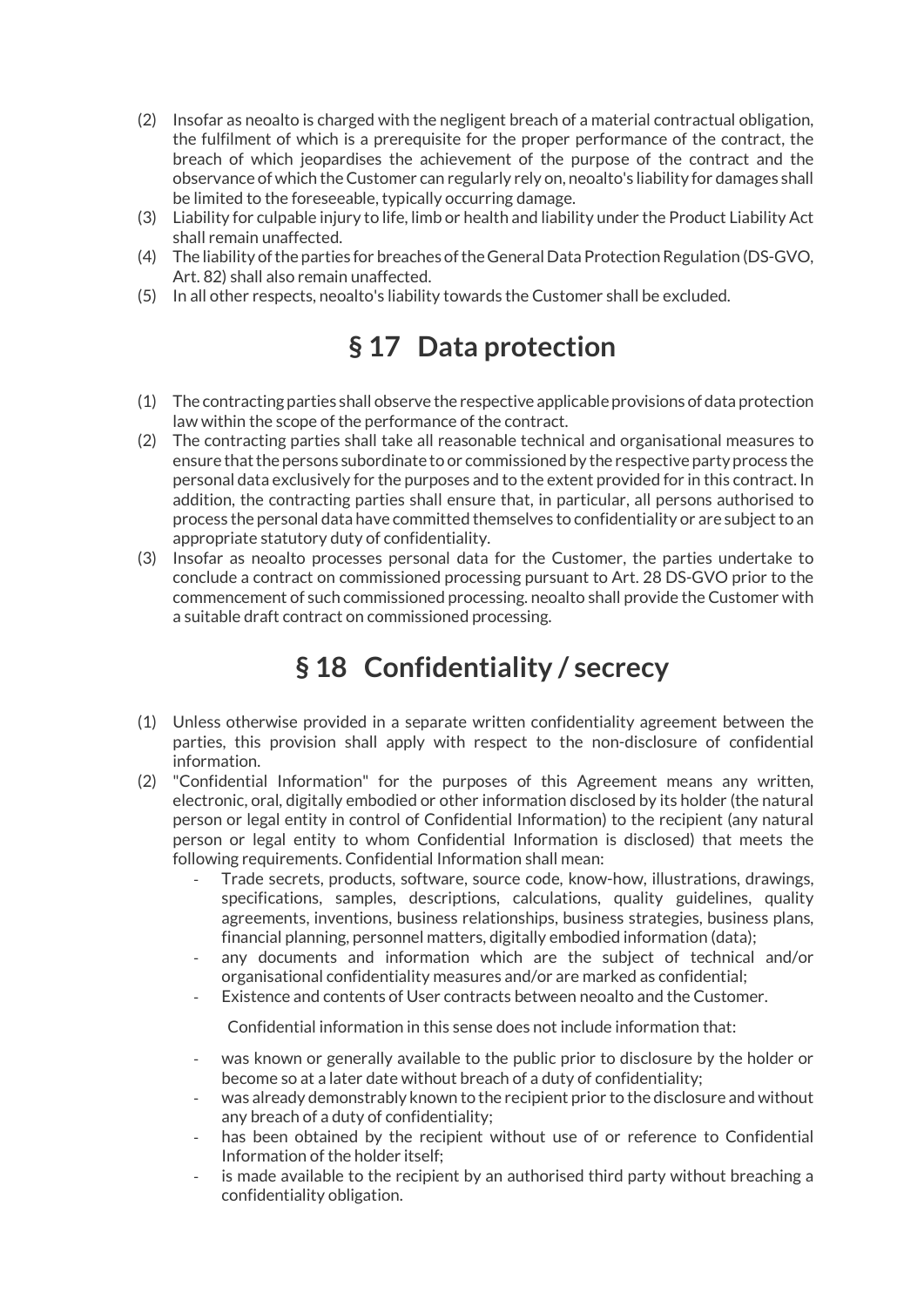(2) Insofar as neoalto is charged with the negligent breach of a material contractual obligation, the fulfilment of which is a prerequisite for the proper performance of the contract, the breach of which jeopardises the achievement of the purpose of the contract and the observance of which the Customer can regularly rely on, neoalto's liability for damages shall be limited to the foreseeable, typically occurring damage.

(3) Liability for culpable injury to life, limb or health and liability under the Product Liability Act shall remain unaffected.

(4) The liability of the parties for breaches of the General Data Protection Regulation (DS-GVO, Art. 82) shall also remain unaffected.

(5) In all other respects, neoalto's liability towards the Customer shall be excluded.

# § 17 Data protection

(1) The contracting parties shall observe the respective applicable provisions of data protection law within the scope of the performance of the contract.

(2) The contracting parties shall take all reasonable technical and organisational measures to ensure that the persons subordinate to or commissioned by the respective party process the personal data exclusively for the purposes and to the extent provided for in this contract. In addition, the contracting parties shall ensure that, in particular, all persons authorised to process the personal data have committed themselves to confidentiality or are subject to an appropriate statutory duty of confidentiality.

(3) Insofar as neoalto processes personal data for the Customer, the parties undertake to conclude a contract on commissioned processing pursuant to Art. 28 DS-GVO prior to the commencement of such commissioned processing. neoalto shall provide the Customer with a suitable draft contract on commissioned processing.

# § 18 Confidentiality / secrecy

(1) Unless otherwise provided in a separate written confidentiality agreement between the parties, this provision shall apply with respect to the non-disclosure of confidential information.

(2) "Confidential Information" for the purposes of this Agreement means any written, electronic, oral, digitally embodied or other information disclosed by its holder (the natural person or legal entity in control of Confidential Information) to the recipient (any natural person or legal entity to whom Confidential Information is disclosed) that meets the following requirements. Confidential Information shall mean:

- Trade secrets, products, software, source code, know-how, illustrations, drawings, specifications, samples, descriptions, calculations, quality guidelines, quality agreements, inventions, business relationships, business strategies, business plans, financial planning, personnel matters, digitally embodied information (data);
- any documents and information which are the subject of technical and/or organisational confidentiality measures and/or are marked as confidential;
- Existence and contents of User contracts between neoalto and the Customer.

Confidential information in this sense does not include information that:

- was known or generally available to the public prior to disclosure by the holder or become so at a later date without breach of a duty of confidentiality;
- was already demonstrably known to the recipient prior to the disclosure and without any breach of a duty of confidentiality;
- has been obtained by the recipient without use of or reference to Confidential Information of the holder itself;
- is made available to the recipient by an authorised third party without breaching a confidentiality obligation.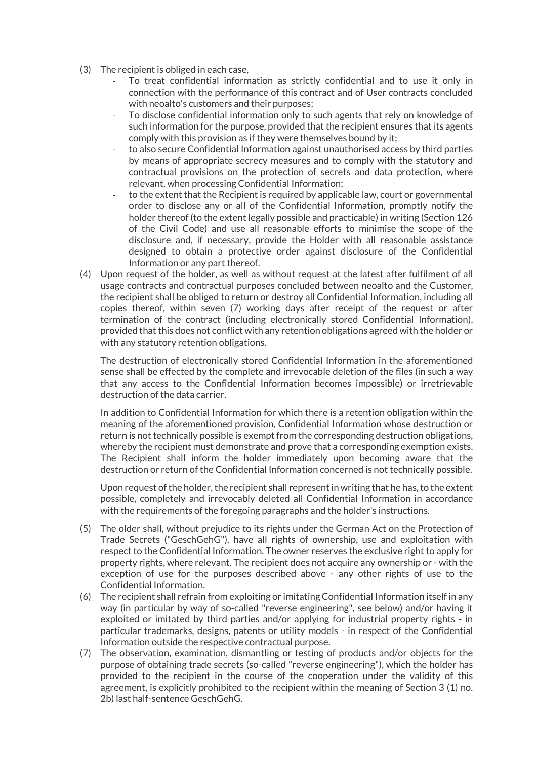(3) The recipient is obliged in each case,
   - To treat confidential information as strictly confidential and to use it only in connection with the performance of this contract and of User contracts concluded with neoalto's customers and their purposes;
   - To disclose confidential information only to such agents that rely on knowledge of such information for the purpose, provided that the recipient ensures that its agents comply with this provision as if they were themselves bound by it;
   - to also secure Confidential Information against unauthorised access by third parties by means of appropriate secrecy measures and to comply with the statutory and contractual provisions on the protection of secrets and data protection, where relevant, when processing Confidential Information;
   - to the extent that the Recipient is required by applicable law, court or governmental order to disclose any or all of the Confidential Information, promptly notify the holder thereof (to the extent legally possible and practicable) in writing (Section 126 of the Civil Code) and use all reasonable efforts to minimise the scope of the disclosure and, if necessary, provide the Holder with all reasonable assistance designed to obtain a protective order against disclosure of the Confidential Information or any part thereof.

(4) Upon request of the holder, as well as without request at the latest after fulfilment of all usage contracts and contractual purposes concluded between neoalto and the Customer, the recipient shall be obliged to return or destroy all Confidential Information, including all copies thereof, within seven (7) working days after receipt of the request or after termination of the contract (including electronically stored Confidential Information), provided that this does not conflict with any retention obligations agreed with the holder or with any statutory retention obligations.

   The destruction of electronically stored Confidential Information in the aforementioned sense shall be effected by the complete and irrevocable deletion of the files (in such a way that any access to the Confidential Information becomes impossible) or irretrievable destruction of the data carrier.

   In addition to Confidential Information for which there is a retention obligation within the meaning of the aforementioned provision, Confidential Information whose destruction or return is not technically possible is exempt from the corresponding destruction obligations, whereby the recipient must demonstrate and prove that a corresponding exemption exists. The Recipient shall inform the holder immediately upon becoming aware that the destruction or return of the Confidential Information concerned is not technically possible.

   Upon request of the holder, the recipient shall represent in writing that he has, to the extent possible, completely and irrevocably deleted all Confidential Information in accordance with the requirements of the foregoing paragraphs and the holder's instructions.

(5) The older shall, without prejudice to its rights under the German Act on the Protection of Trade Secrets ("GeschGehG"), have all rights of ownership, use and exploitation with respect to the Confidential Information. The owner reserves the exclusive right to apply for property rights, where relevant. The recipient does not acquire any ownership or - with the exception of use for the purposes described above - any other rights of use to the Confidential Information.

(6) The recipient shall refrain from exploiting or imitating Confidential Information itself in any way (in particular by way of so-called "reverse engineering", see below) and/or having it exploited or imitated by third parties and/or applying for industrial property rights - in particular trademarks, designs, patents or utility models - in respect of the Confidential Information outside the respective contractual purpose.

(7) The observation, examination, dismantling or testing of products and/or objects for the purpose of obtaining trade secrets (so-called "reverse engineering"), which the holder has provided to the recipient in the course of the cooperation under the validity of this agreement, is explicitly prohibited to the recipient within the meaning of Section 3 (1) no. 2b) last half-sentence GeschGehG.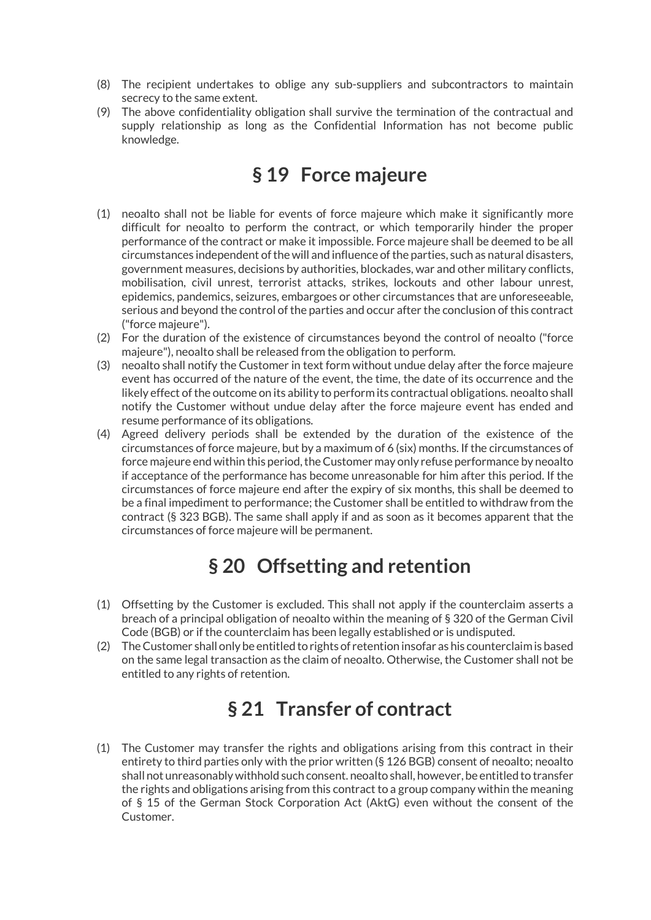(8) The recipient undertakes to oblige any sub-suppliers and subcontractors to maintain secrecy to the same extent.

(9) The above confidentiality obligation shall survive the termination of the contractual and supply relationship as long as the Confidential Information has not become public knowledge.

## § 19 Force majeure

(1) neoalto shall not be liable for events of force majeure which make it significantly more difficult for neoalto to perform the contract, or which temporarily hinder the proper performance of the contract or make it impossible. Force majeure shall be deemed to be all circumstances independent of the will and influence of the parties, such as natural disasters, government measures, decisions by authorities, blockades, war and other military conflicts, mobilisation, civil unrest, terrorist attacks, strikes, lockouts and other labour unrest, epidemics, pandemics, seizures, embargoes or other circumstances that are unforeseeable, serious and beyond the control of the parties and occur after the conclusion of this contract ("force majeure").

(2) For the duration of the existence of circumstances beyond the control of neoalto ("force majeure"), neoalto shall be released from the obligation to perform.

(3) neoalto shall notify the Customer in text form without undue delay after the force majeure event has occurred of the nature of the event, the time, the date of its occurrence and the likely effect of the outcome on its ability to perform its contractual obligations. neoalto shall notify the Customer without undue delay after the force majeure event has ended and resume performance of its obligations.

(4) Agreed delivery periods shall be extended by the duration of the existence of the circumstances of force majeure, but by a maximum of 6 (six) months. If the circumstances of force majeure end within this period, the Customer may only refuse performance by neoalto if acceptance of the performance has become unreasonable for him after this period. If the circumstances of force majeure end after the expiry of six months, this shall be deemed to be a final impediment to performance; the Customer shall be entitled to withdraw from the contract (§ 323 BGB). The same shall apply if and as soon as it becomes apparent that the circumstances of force majeure will be permanent.

## § 20 Offsetting and retention

(1) Offsetting by the Customer is excluded. This shall not apply if the counterclaim asserts a breach of a principal obligation of neoalto within the meaning of § 320 of the German Civil Code (BGB) or if the counterclaim has been legally established or is undisputed.

(2) The Customer shall only be entitled to rights of retention insofar as his counterclaim is based on the same legal transaction as the claim of neoalto. Otherwise, the Customer shall not be entitled to any rights of retention.

## § 21 Transfer of contract

(1) The Customer may transfer the rights and obligations arising from this contract in their entirety to third parties only with the prior written (§ 126 BGB) consent of neoalto; neoalto shall not unreasonably withhold such consent. neoalto shall, however, be entitled to transfer the rights and obligations arising from this contract to a group company within the meaning of § 15 of the German Stock Corporation Act (AktG) even without the consent of the Customer.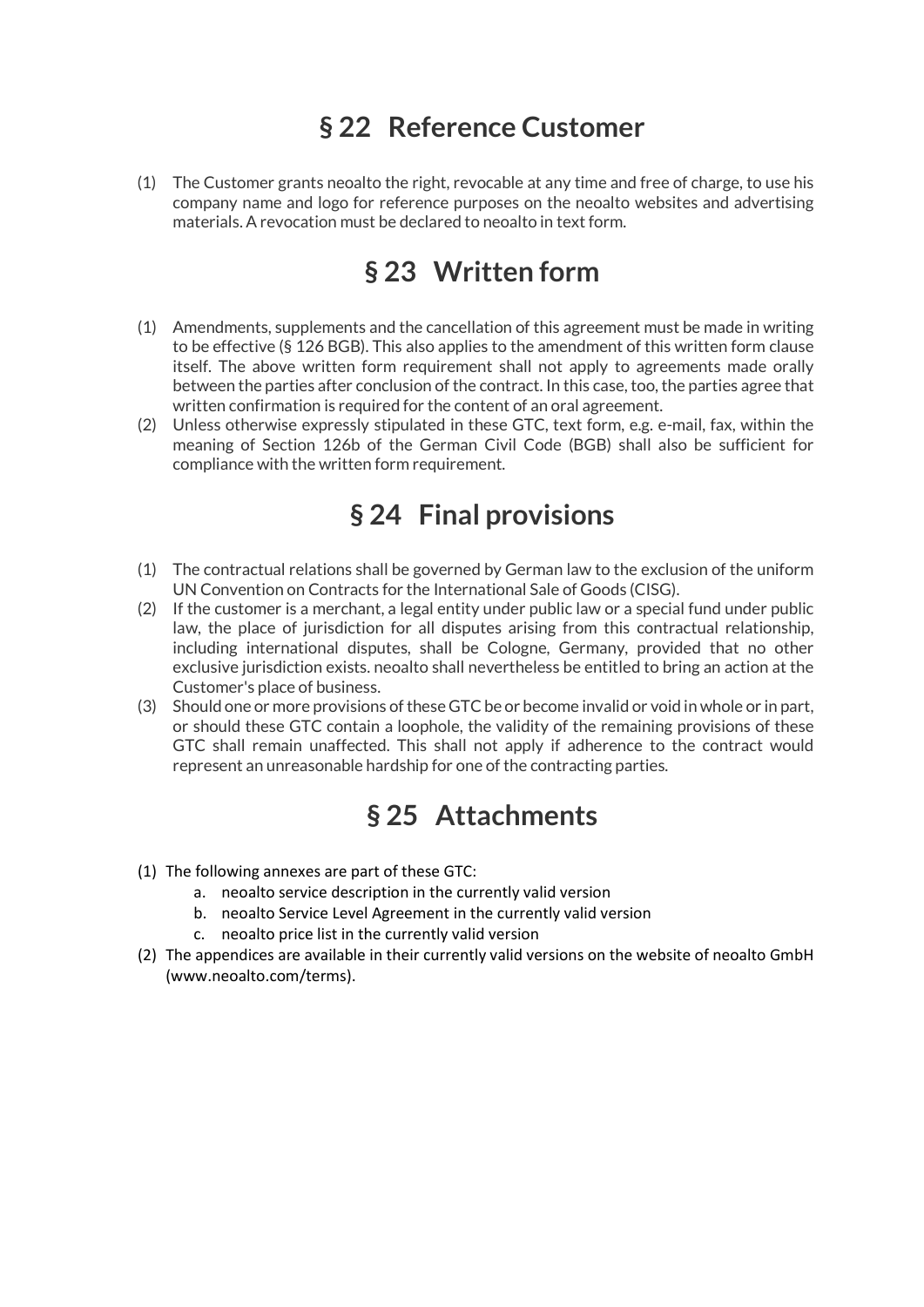## § 22 Reference Customer

(1) The Customer grants neoalto the right, revocable at any time and free of charge, to use his company name and logo for reference purposes on the neoalto websites and advertising materials. A revocation must be declared to neoalto in text form.

## § 23 Written form

(1) Amendments, supplements and the cancellation of this agreement must be made in writing to be effective (§ 126 BGB). This also applies to the amendment of this written form clause itself. The above written form requirement shall not apply to agreements made orally between the parties after conclusion of the contract. In this case, too, the parties agree that written confirmation is required for the content of an oral agreement.

(2) Unless otherwise expressly stipulated in these GTC, text form, e.g. e-mail, fax, within the meaning of Section 126b of the German Civil Code (BGB) shall also be sufficient for compliance with the written form requirement.

## § 24 Final provisions

(1) The contractual relations shall be governed by German law to the exclusion of the uniform UN Convention on Contracts for the International Sale of Goods (CISG).

(2) If the customer is a merchant, a legal entity under public law or a special fund under public law, the place of jurisdiction for all disputes arising from this contractual relationship, including international disputes, shall be Cologne, Germany, provided that no other exclusive jurisdiction exists. neoalto shall nevertheless be entitled to bring an action at the Customer's place of business.

(3) Should one or more provisions of these GTC be or become invalid or void in whole or in part, or should these GTC contain a loophole, the validity of the remaining provisions of these GTC shall remain unaffected. This shall not apply if adherence to the contract would represent an unreasonable hardship for one of the contracting parties.

## § 25 Attachments

(1) The following annexes are part of these GTC:
   a. neoalto service description in the currently valid version
   b. neoalto Service Level Agreement in the currently valid version
   c. neoalto price list in the currently valid version

(2) The appendices are available in their currently valid versions on the website of neoalto GmbH (www.neoalto.com/terms).